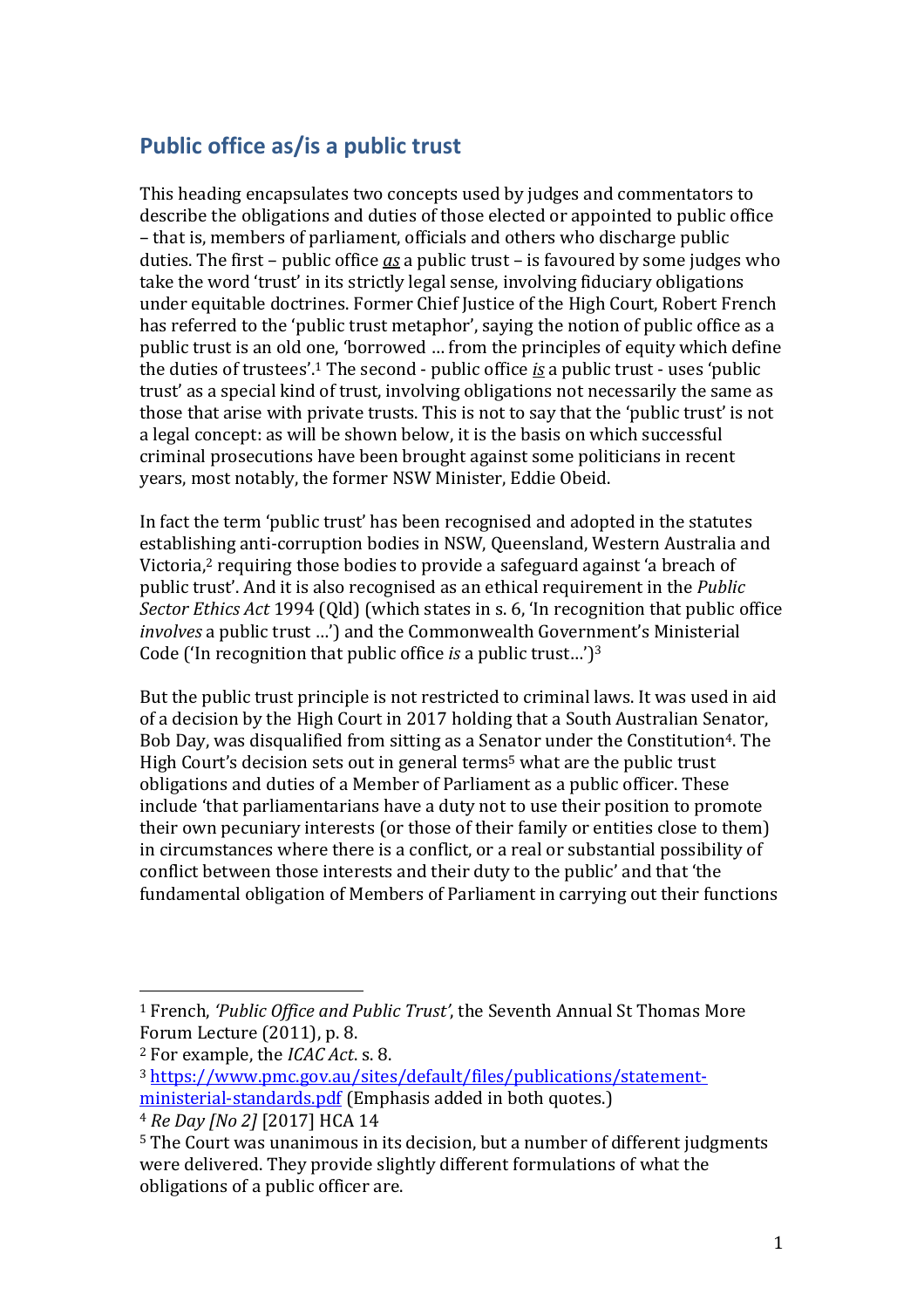## Public office as/is a public trust

This heading encapsulates two concepts used by judges and commentators to describe the obligations and duties of those elected or appointed to public office – that is, members of parliament, officials and others who discharge public duties. The first – public office ***as*** a public trust – is favoured by some judges who take the word 'trust' in its strictly legal sense, involving fiduciary obligations under equitable doctrines. Former Chief Justice of the High Court, Robert French has referred to the 'public trust metaphor', saying the notion of public office as a public trust is an old one, 'borrowed … from the principles of equity which define the duties of trustees'.[1] The second - public office ***is*** a public trust - uses 'public trust' as a special kind of trust, involving obligations not necessarily the same as those that arise with private trusts. This is not to say that the 'public trust' is not a legal concept: as will be shown below, it is the basis on which successful criminal prosecutions have been brought against some politicians in recent years, most notably, the former NSW Minister, Eddie Obeid.

In fact the term 'public trust' has been recognised and adopted in the statutes establishing anti-corruption bodies in NSW, Queensland, Western Australia and Victoria,[2] requiring those bodies to provide a safeguard against 'a breach of public trust'. And it is also recognised as an ethical requirement in the *Public Sector Ethics Act* 1994 (Qld) (which states in s. 6, 'In recognition that public office *involves* a public trust …') and the Commonwealth Government's Ministerial Code ('In recognition that public office *is* a public trust…')[3]

But the public trust principle is not restricted to criminal laws. It was used in aid of a decision by the High Court in 2017 holding that a South Australian Senator, Bob Day, was disqualified from sitting as a Senator under the Constitution[4]. The High Court's decision sets out in general terms[5] what are the public trust obligations and duties of a Member of Parliament as a public officer. These include 'that parliamentarians have a duty not to use their position to promote their own pecuniary interests (or those of their family or entities close to them) in circumstances where there is a conflict, or a real or substantial possibility of conflict between those interests and their duty to the public' and that 'the fundamental obligation of Members of Parliament in carrying out their functions

---

[1] French, *'Public Office and Public Trust'*, the Seventh Annual St Thomas More Forum Lecture (2011), p. 8.

[2] For example, the *ICAC Act*. s. 8.

[3] https://www.pmc.gov.au/sites/default/files/publications/statement-ministerial-standards.pdf (Emphasis added in both quotes.)

[4] *Re Day [No 2]* [2017] HCA 14

[5] The Court was unanimous in its decision, but a number of different judgments were delivered. They provide slightly different formulations of what the obligations of a public officer are.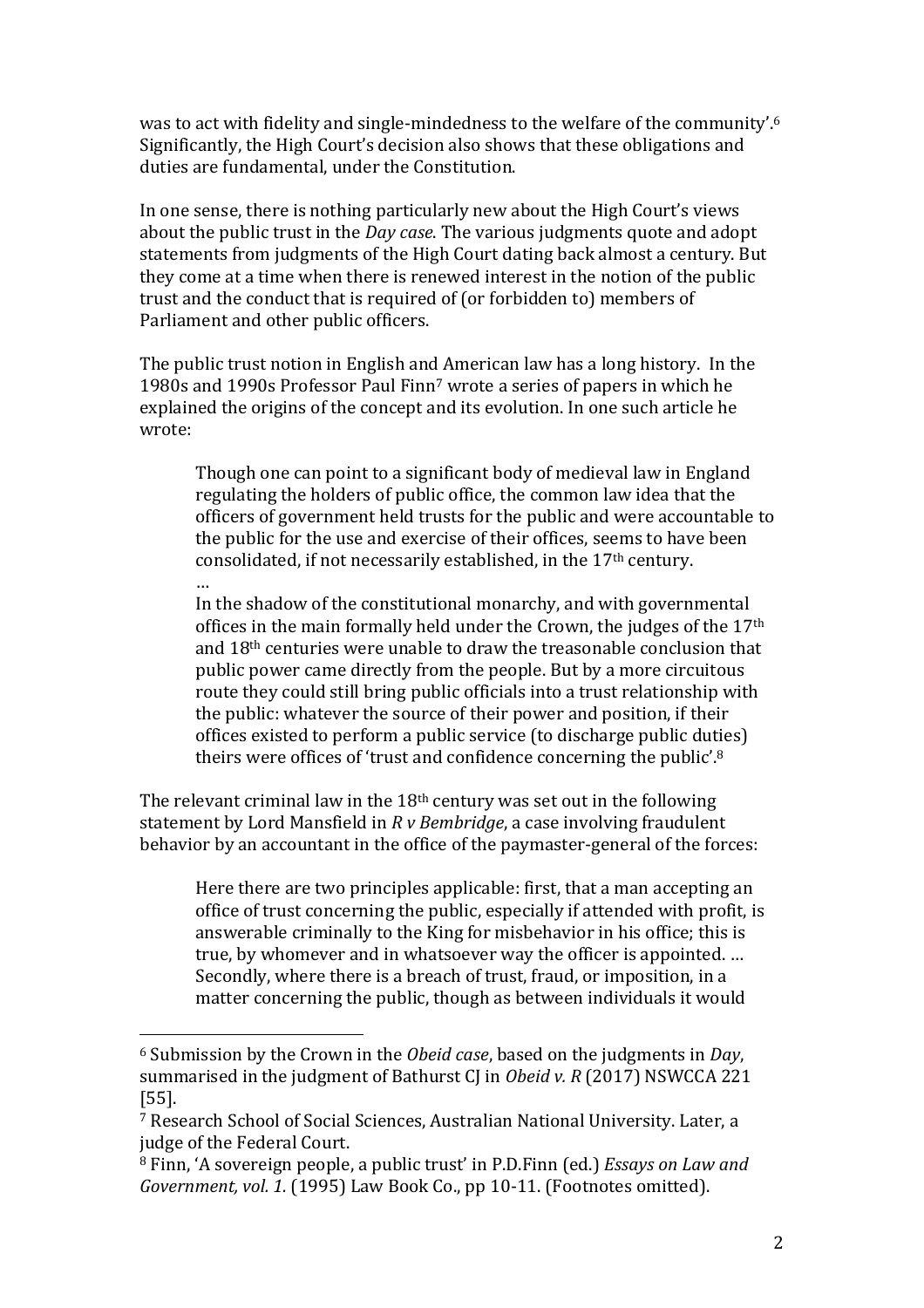was to act with fidelity and single-mindedness to the welfare of the community'.[6] Significantly, the High Court's decision also shows that these obligations and duties are fundamental, under the Constitution.

In one sense, there is nothing particularly new about the High Court's views about the public trust in the *Day case*. The various judgments quote and adopt statements from judgments of the High Court dating back almost a century. But they come at a time when there is renewed interest in the notion of the public trust and the conduct that is required of (or forbidden to) members of Parliament and other public officers.

The public trust notion in English and American law has a long history. In the 1980s and 1990s Professor Paul Finn[7] wrote a series of papers in which he explained the origins of the concept and its evolution. In one such article he wrote:

> Though one can point to a significant body of medieval law in England regulating the holders of public office, the common law idea that the officers of government held trusts for the public and were accountable to the public for the use and exercise of their offices, seems to have been consolidated, if not necessarily established, in the 17th century.
>
> …
>
> In the shadow of the constitutional monarchy, and with governmental offices in the main formally held under the Crown, the judges of the 17th and 18th centuries were unable to draw the treasonable conclusion that public power came directly from the people. But by a more circuitous route they could still bring public officials into a trust relationship with the public: whatever the source of their power and position, if their offices existed to perform a public service (to discharge public duties) theirs were offices of 'trust and confidence concerning the public'.[8]

The relevant criminal law in the 18th century was set out in the following statement by Lord Mansfield in *R v Bembridge*, a case involving fraudulent behavior by an accountant in the office of the paymaster-general of the forces:

> Here there are two principles applicable: first, that a man accepting an office of trust concerning the public, especially if attended with profit, is answerable criminally to the King for misbehavior in his office; this is true, by whomever and in whatsoever way the officer is appointed. … Secondly, where there is a breach of trust, fraud, or imposition, in a matter concerning the public, though as between individuals it would

---

[6] Submission by the Crown in the *Obeid case*, based on the judgments in *Day*, summarised in the judgment of Bathurst CJ in *Obeid v. R* (2017) NSWCCA 221 [55].

[7] Research School of Social Sciences, Australian National University. Later, a judge of the Federal Court.

[8] Finn, 'A sovereign people, a public trust' in P.D.Finn (ed.) *Essays on Law and Government, vol. 1.* (1995) Law Book Co., pp 10-11. (Footnotes omitted).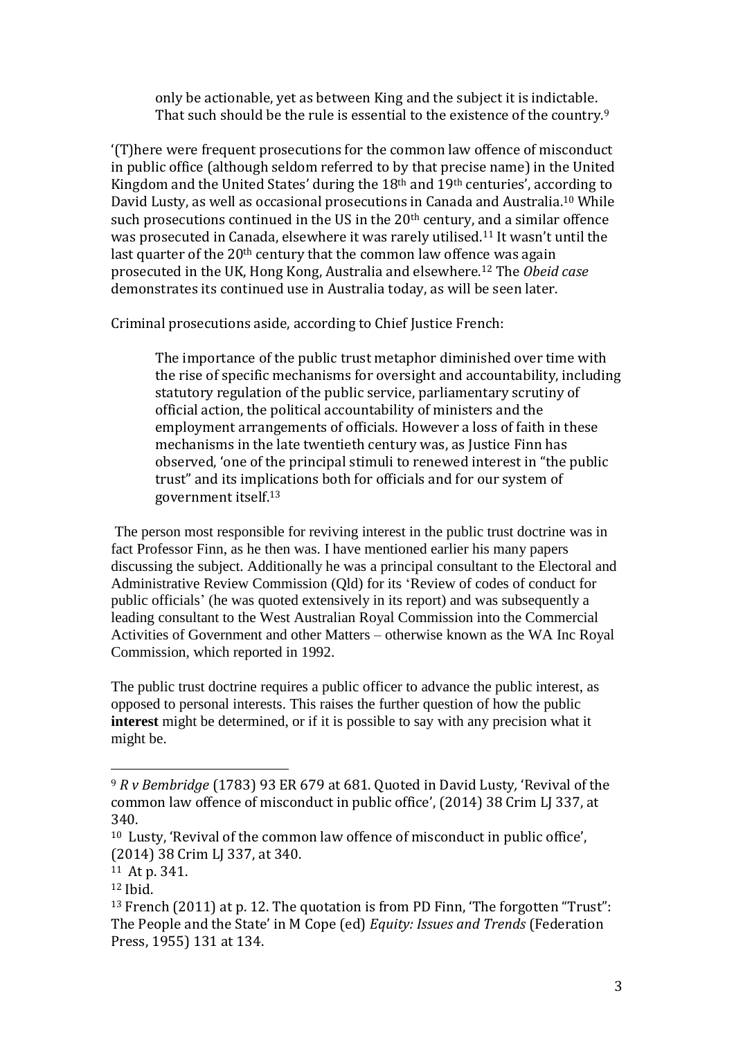> only be actionable, yet as between King and the subject it is indictable. That such should be the rule is essential to the existence of the country.[9]

'(T)here were frequent prosecutions for the common law offence of misconduct in public office (although seldom referred to by that precise name) in the United Kingdom and the United States' during the 18th and 19th centuries', according to David Lusty, as well as occasional prosecutions in Canada and Australia.[10] While such prosecutions continued in the US in the 20th century, and a similar offence was prosecuted in Canada, elsewhere it was rarely utilised.[11] It wasn't until the last quarter of the 20th century that the common law offence was again prosecuted in the UK, Hong Kong, Australia and elsewhere.[12] The *Obeid case* demonstrates its continued use in Australia today, as will be seen later.

Criminal prosecutions aside, according to Chief Justice French:

> The importance of the public trust metaphor diminished over time with the rise of specific mechanisms for oversight and accountability, including statutory regulation of the public service, parliamentary scrutiny of official action, the political accountability of ministers and the employment arrangements of officials. However a loss of faith in these mechanisms in the late twentieth century was, as Justice Finn has observed, 'one of the principal stimuli to renewed interest in "the public trust" and its implications both for officials and for our system of government itself.[13]

The person most responsible for reviving interest in the public trust doctrine was in fact Professor Finn, as he then was. I have mentioned earlier his many papers discussing the subject. Additionally he was a principal consultant to the Electoral and Administrative Review Commission (Qld) for its 'Review of codes of conduct for public officials' (he was quoted extensively in its report) and was subsequently a leading consultant to the West Australian Royal Commission into the Commercial Activities of Government and other Matters – otherwise known as the WA Inc Royal Commission, which reported in 1992.

The public trust doctrine requires a public officer to advance the public interest, as opposed to personal interests. This raises the further question of how the public **interest** might be determined, or if it is possible to say with any precision what it might be.

---

[9] *R v Bembridge* (1783) 93 ER 679 at 681. Quoted in David Lusty, 'Revival of the common law offence of misconduct in public office', (2014) 38 Crim LJ 337, at 340.

[10] Lusty, 'Revival of the common law offence of misconduct in public office', (2014) 38 Crim LJ 337, at 340.

[11] At p. 341.

[12] Ibid.

[13] French (2011) at p. 12. The quotation is from PD Finn, 'The forgotten "Trust": The People and the State' in M Cope (ed) *Equity: Issues and Trends* (Federation Press, 1955) 131 at 134.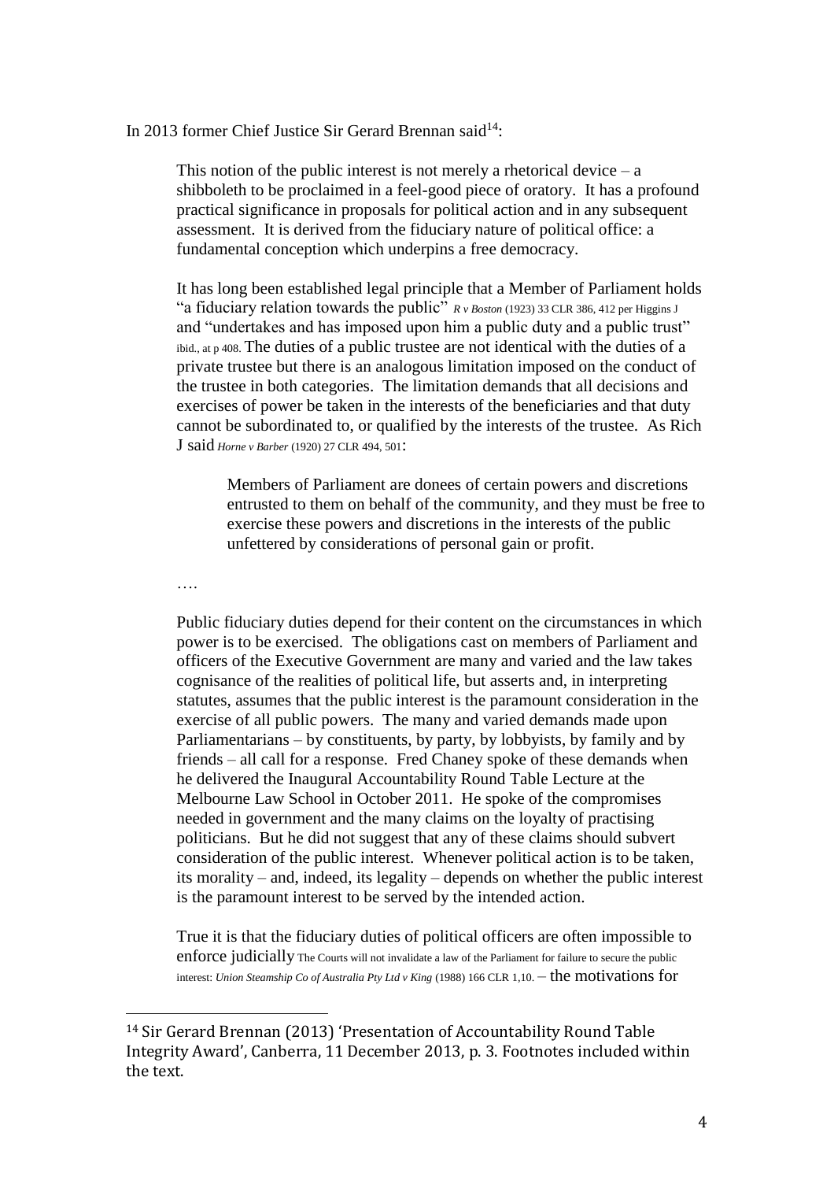In 2013 former Chief Justice Sir Gerard Brennan said[14]:

> This notion of the public interest is not merely a rhetorical device – a shibboleth to be proclaimed in a feel-good piece of oratory. It has a profound practical significance in proposals for political action and in any subsequent assessment. It is derived from the fiduciary nature of political office: a fundamental conception which underpins a free democracy.
>
> It has long been established legal principle that a Member of Parliament holds "a fiduciary relation towards the public" *R v Boston* (1923) 33 CLR 386, 412 per Higgins J and "undertakes and has imposed upon him a public duty and a public trust" ibid., at p 408. The duties of a public trustee are not identical with the duties of a private trustee but there is an analogous limitation imposed on the conduct of the trustee in both categories. The limitation demands that all decisions and exercises of power be taken in the interests of the beneficiaries and that duty cannot be subordinated to, or qualified by the interests of the trustee. As Rich J said *Horne v Barber* (1920) 27 CLR 494, 501:
>
> > Members of Parliament are donees of certain powers and discretions entrusted to them on behalf of the community, and they must be free to exercise these powers and discretions in the interests of the public unfettered by considerations of personal gain or profit.
>
> ….
>
> Public fiduciary duties depend for their content on the circumstances in which power is to be exercised. The obligations cast on members of Parliament and officers of the Executive Government are many and varied and the law takes cognisance of the realities of political life, but asserts and, in interpreting statutes, assumes that the public interest is the paramount consideration in the exercise of all public powers. The many and varied demands made upon Parliamentarians – by constituents, by party, by lobbyists, by family and by friends – all call for a response. Fred Chaney spoke of these demands when he delivered the Inaugural Accountability Round Table Lecture at the Melbourne Law School in October 2011. He spoke of the compromises needed in government and the many claims on the loyalty of practising politicians. But he did not suggest that any of these claims should subvert consideration of the public interest. Whenever political action is to be taken, its morality – and, indeed, its legality – depends on whether the public interest is the paramount interest to be served by the intended action.
>
> True it is that the fiduciary duties of political officers are often impossible to enforce judicially The Courts will not invalidate a law of the Parliament for failure to secure the public interest: *Union Steamship Co of Australia Pty Ltd v King* (1988) 166 CLR 1,10. – the motivations for

[14] Sir Gerard Brennan (2013) 'Presentation of Accountability Round Table Integrity Award', Canberra, 11 December 2013, p. 3. Footnotes included within the text.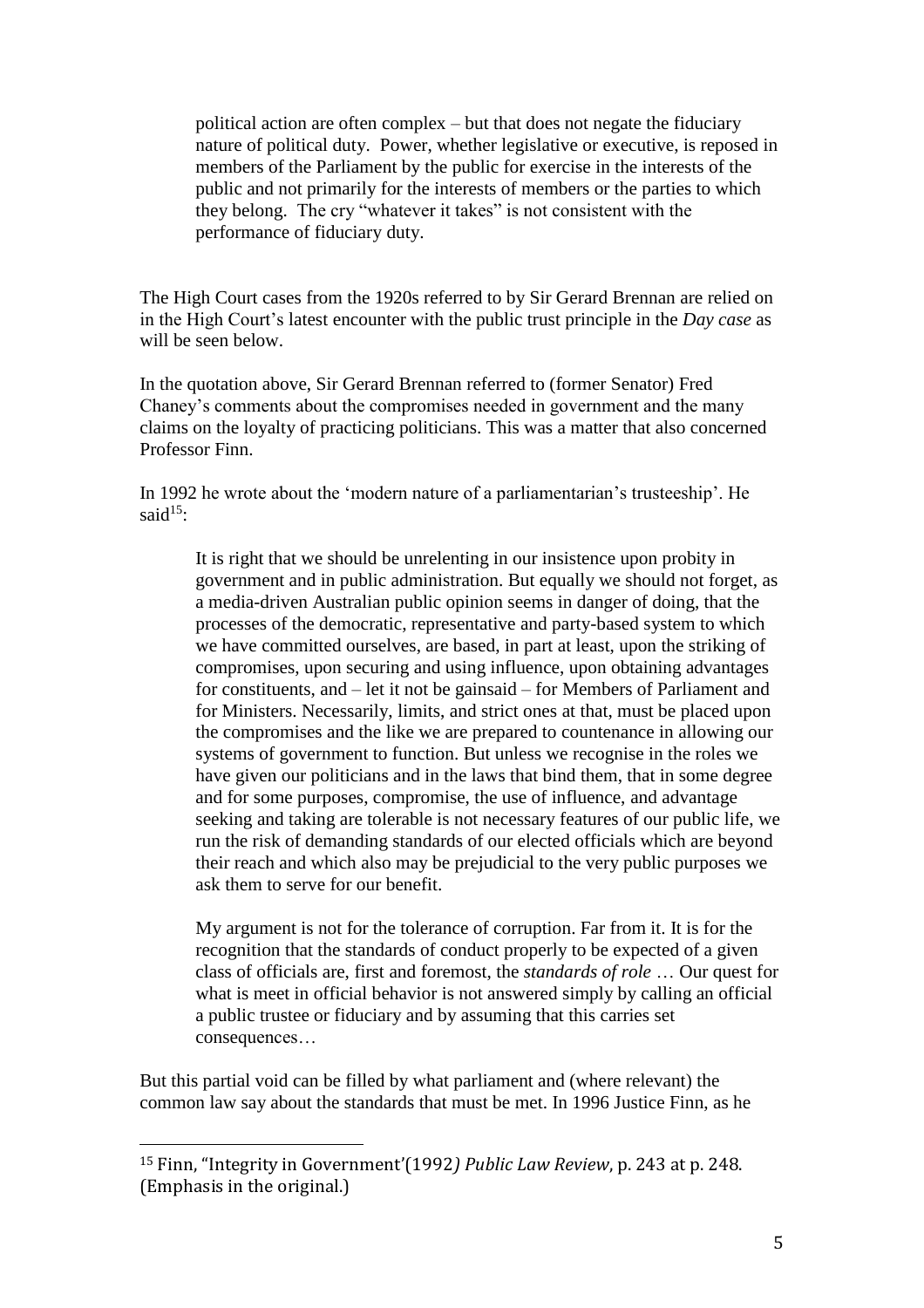> political action are often complex – but that does not negate the fiduciary nature of political duty. Power, whether legislative or executive, is reposed in members of the Parliament by the public for exercise in the interests of the public and not primarily for the interests of members or the parties to which they belong. The cry "whatever it takes" is not consistent with the performance of fiduciary duty.

The High Court cases from the 1920s referred to by Sir Gerard Brennan are relied on in the High Court's latest encounter with the public trust principle in the *Day case* as will be seen below.

In the quotation above, Sir Gerard Brennan referred to (former Senator) Fred Chaney's comments about the compromises needed in government and the many claims on the loyalty of practicing politicians. This was a matter that also concerned Professor Finn.

In 1992 he wrote about the 'modern nature of a parliamentarian's trusteeship'. He said[15]:

> It is right that we should be unrelenting in our insistence upon probity in government and in public administration. But equally we should not forget, as a media-driven Australian public opinion seems in danger of doing, that the processes of the democratic, representative and party-based system to which we have committed ourselves, are based, in part at least, upon the striking of compromises, upon securing and using influence, upon obtaining advantages for constituents, and – let it not be gainsaid – for Members of Parliament and for Ministers. Necessarily, limits, and strict ones at that, must be placed upon the compromises and the like we are prepared to countenance in allowing our systems of government to function. But unless we recognise in the roles we have given our politicians and in the laws that bind them, that in some degree and for some purposes, compromise, the use of influence, and advantage seeking and taking are tolerable is not necessary features of our public life, we run the risk of demanding standards of our elected officials which are beyond their reach and which also may be prejudicial to the very public purposes we ask them to serve for our benefit.
>
> My argument is not for the tolerance of corruption. Far from it. It is for the recognition that the standards of conduct properly to be expected of a given class of officials are, first and foremost, the *standards of role* … Our quest for what is meet in official behavior is not answered simply by calling an official a public trustee or fiduciary and by assuming that this carries set consequences…

But this partial void can be filled by what parliament and (where relevant) the common law say about the standards that must be met. In 1996 Justice Finn, as he

---

[15] Finn, "Integrity in Government'(1992*) Public Law Review*, p. 243 at p. 248. (Emphasis in the original.)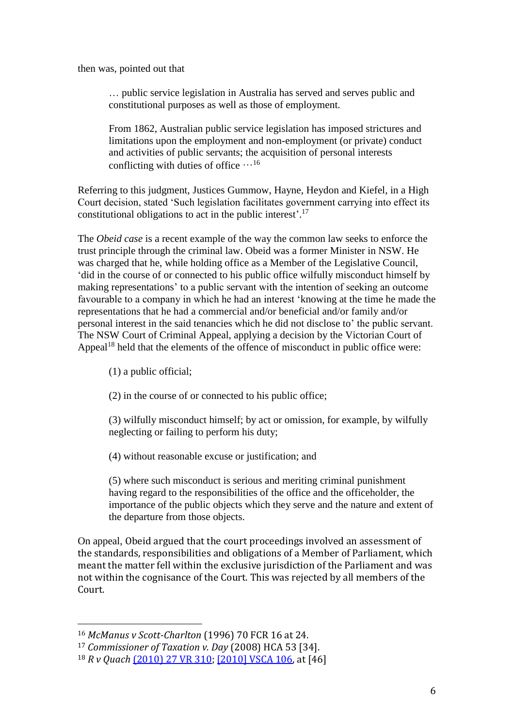then was, pointed out that

> … public service legislation in Australia has served and serves public and constitutional purposes as well as those of employment.
>
> From 1862, Australian public service legislation has imposed strictures and limitations upon the employment and non-employment (or private) conduct and activities of public servants; the acquisition of personal interests conflicting with duties of office …[16]

Referring to this judgment, Justices Gummow, Hayne, Heydon and Kiefel, in a High Court decision, stated 'Such legislation facilitates government carrying into effect its constitutional obligations to act in the public interest'.[17]

The *Obeid case* is a recent example of the way the common law seeks to enforce the trust principle through the criminal law. Obeid was a former Minister in NSW. He was charged that he, while holding office as a Member of the Legislative Council, 'did in the course of or connected to his public office wilfully misconduct himself by making representations' to a public servant with the intention of seeking an outcome favourable to a company in which he had an interest 'knowing at the time he made the representations that he had a commercial and/or beneficial and/or family and/or personal interest in the said tenancies which he did not disclose to' the public servant. The NSW Court of Criminal Appeal, applying a decision by the Victorian Court of Appeal[18] held that the elements of the offence of misconduct in public office were:

> (1) a public official;
>
> (2) in the course of or connected to his public office;
>
> (3) wilfully misconduct himself; by act or omission, for example, by wilfully neglecting or failing to perform his duty;
>
> (4) without reasonable excuse or justification; and
>
> (5) where such misconduct is serious and meriting criminal punishment having regard to the responsibilities of the office and the officeholder, the importance of the public objects which they serve and the nature and extent of the departure from those objects.

On appeal, Obeid argued that the court proceedings involved an assessment of the standards, responsibilities and obligations of a Member of Parliament, which meant the matter fell within the exclusive jurisdiction of the Parliament and was not within the cognisance of the Court. This was rejected by all members of the Court.

---

[16] *McManus v Scott-Charlton* (1996) 70 FCR 16 at 24.

[17] *Commissioner of Taxation v. Day* (2008) HCA 53 [34].

[18] *R v Quach* [(2010) 27 VR 310]; [[2010] VSCA 106], at [46]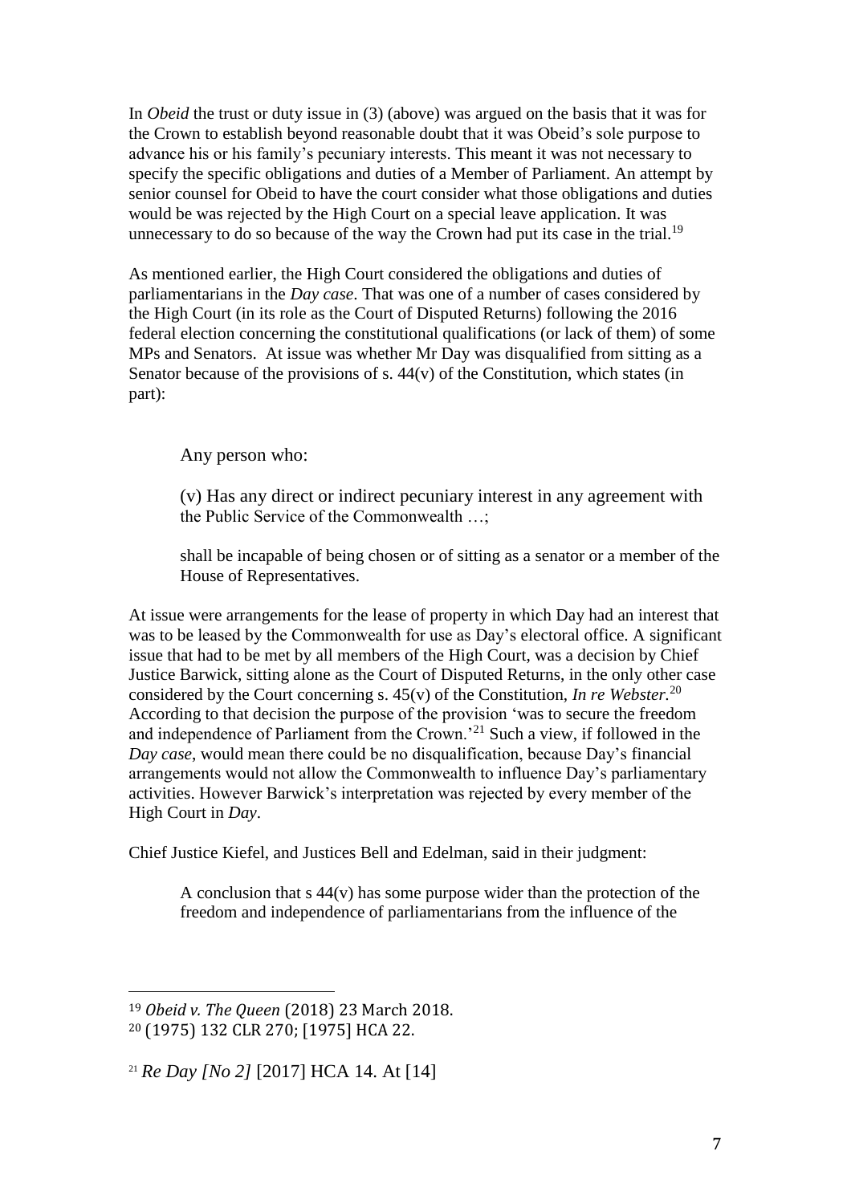In *Obeid* the trust or duty issue in (3) (above) was argued on the basis that it was for the Crown to establish beyond reasonable doubt that it was Obeid's sole purpose to advance his or his family's pecuniary interests. This meant it was not necessary to specify the specific obligations and duties of a Member of Parliament. An attempt by senior counsel for Obeid to have the court consider what those obligations and duties would be was rejected by the High Court on a special leave application. It was unnecessary to do so because of the way the Crown had put its case in the trial.[19]

As mentioned earlier, the High Court considered the obligations and duties of parliamentarians in the *Day case*. That was one of a number of cases considered by the High Court (in its role as the Court of Disputed Returns) following the 2016 federal election concerning the constitutional qualifications (or lack of them) of some MPs and Senators. At issue was whether Mr Day was disqualified from sitting as a Senator because of the provisions of s. 44(v) of the Constitution, which states (in part):

> Any person who:
>
> (v) Has any direct or indirect pecuniary interest in any agreement with the Public Service of the Commonwealth …;
>
> shall be incapable of being chosen or of sitting as a senator or a member of the House of Representatives.

At issue were arrangements for the lease of property in which Day had an interest that was to be leased by the Commonwealth for use as Day's electoral office. A significant issue that had to be met by all members of the High Court, was a decision by Chief Justice Barwick, sitting alone as the Court of Disputed Returns, in the only other case considered by the Court concerning s. 45(v) of the Constitution, *In re Webster*.[20] According to that decision the purpose of the provision 'was to secure the freedom and independence of Parliament from the Crown.'[21] Such a view, if followed in the *Day case*, would mean there could be no disqualification, because Day's financial arrangements would not allow the Commonwealth to influence Day's parliamentary activities. However Barwick's interpretation was rejected by every member of the High Court in *Day*.

Chief Justice Kiefel, and Justices Bell and Edelman, said in their judgment:

> A conclusion that s 44(v) has some purpose wider than the protection of the freedom and independence of parliamentarians from the influence of the

---

[19] *Obeid v. The Queen* (2018) 23 March 2018.

[20] (1975) 132 CLR 270; [1975] HCA 22.

[21] *Re Day [No 2]* [2017] HCA 14. At [14]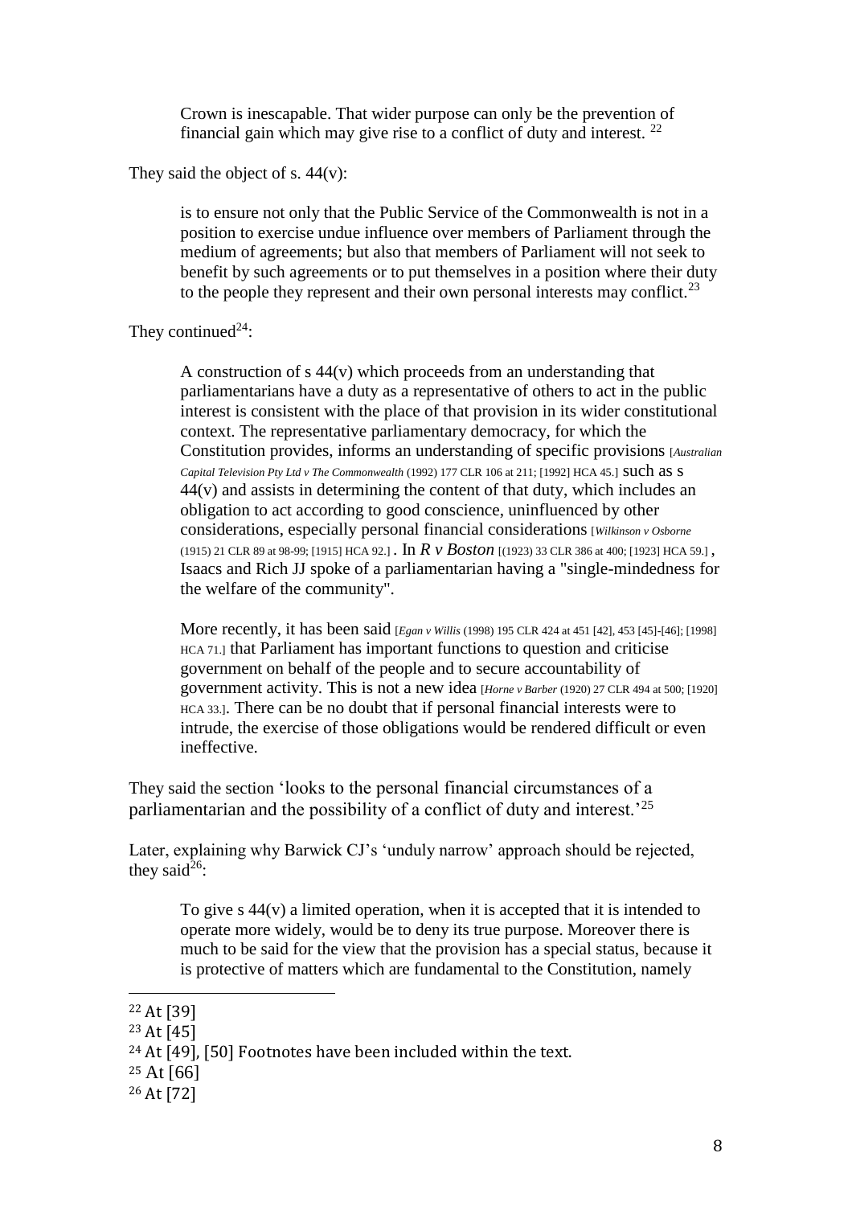> Crown is inescapable. That wider purpose can only be the prevention of financial gain which may give rise to a conflict of duty and interest. [22]

They said the object of s. 44(v):

> is to ensure not only that the Public Service of the Commonwealth is not in a position to exercise undue influence over members of Parliament through the medium of agreements; but also that members of Parliament will not seek to benefit by such agreements or to put themselves in a position where their duty to the people they represent and their own personal interests may conflict.[23]

They continued[24]:

> A construction of s 44(v) which proceeds from an understanding that parliamentarians have a duty as a representative of others to act in the public interest is consistent with the place of that provision in its wider constitutional context. The representative parliamentary democracy, for which the Constitution provides, informs an understanding of specific provisions [*Australian Capital Television Pty Ltd v The Commonwealth* (1992) 177 CLR 106 at 211; [1992] HCA 45.] such as s 44(v) and assists in determining the content of that duty, which includes an obligation to act according to good conscience, uninfluenced by other considerations, especially personal financial considerations [*Wilkinson v Osborne* (1915) 21 CLR 89 at 98-99; [1915] HCA 92.] . In *R v Boston* [(1923) 33 CLR 386 at 400; [1923] HCA 59.] , Isaacs and Rich JJ spoke of a parliamentarian having a "single-mindedness for the welfare of the community".
>
> More recently, it has been said [*Egan v Willis* (1998) 195 CLR 424 at 451 [42], 453 [45]-[46]; [1998] HCA 71.] that Parliament has important functions to question and criticise government on behalf of the people and to secure accountability of government activity. This is not a new idea [*Horne v Barber* (1920) 27 CLR 494 at 500; [1920] HCA 33.]. There can be no doubt that if personal financial interests were to intrude, the exercise of those obligations would be rendered difficult or even ineffective.

They said the section 'looks to the personal financial circumstances of a parliamentarian and the possibility of a conflict of duty and interest.'[25]

Later, explaining why Barwick CJ's 'unduly narrow' approach should be rejected, they said[26]:

> To give s 44(v) a limited operation, when it is accepted that it is intended to operate more widely, would be to deny its true purpose. Moreover there is much to be said for the view that the provision has a special status, because it is protective of matters which are fundamental to the Constitution, namely

---

[22] At [39]

[23] At [45]

[24] At [49], [50] Footnotes have been included within the text.

[25] At [66]

[26] At [72]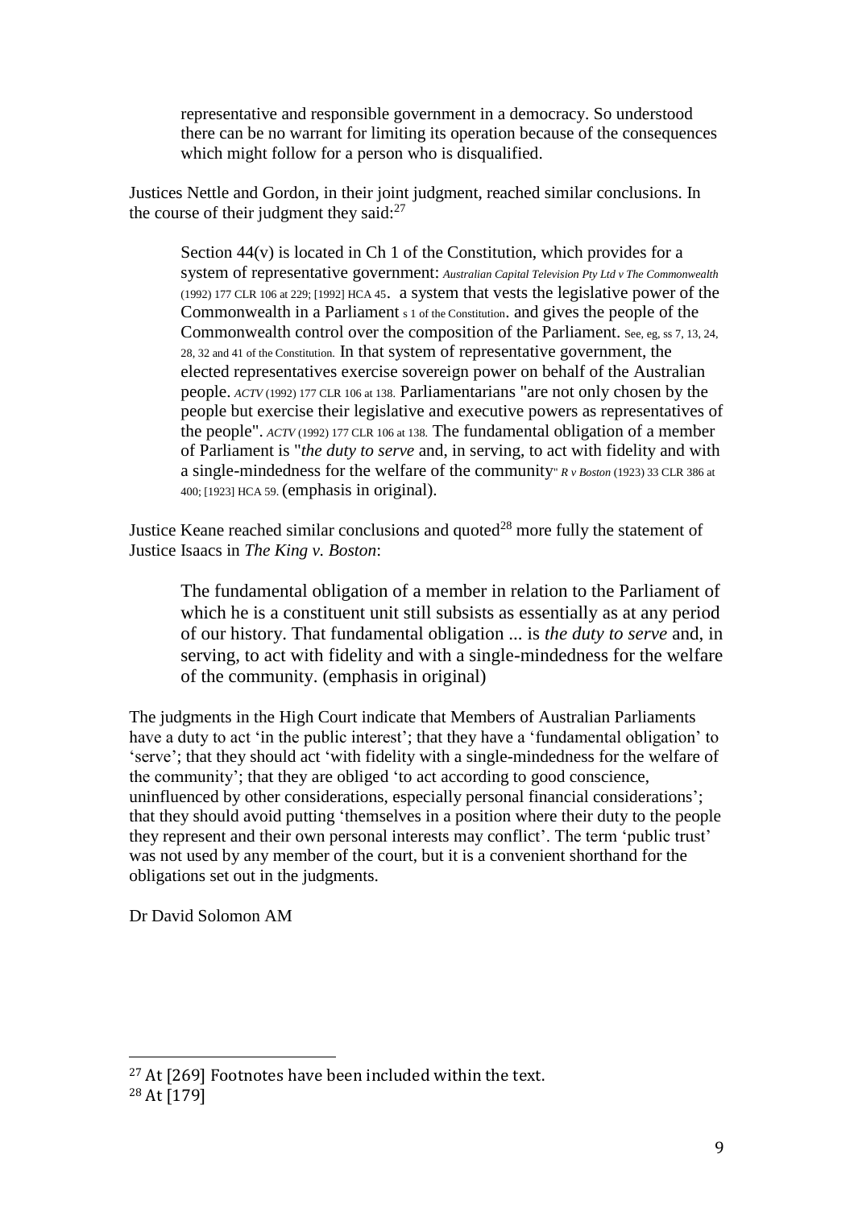> representative and responsible government in a democracy. So understood there can be no warrant for limiting its operation because of the consequences which might follow for a person who is disqualified.

Justices Nettle and Gordon, in their joint judgment, reached similar conclusions. In the course of their judgment they said:[27]

> Section 44(v) is located in Ch 1 of the Constitution, which provides for a system of representative government: *Australian Capital Television Pty Ltd v The Commonwealth* (1992) 177 CLR 106 at 229; [1992] HCA 45. a system that vests the legislative power of the Commonwealth in a Parliament s 1 of the Constitution. and gives the people of the Commonwealth control over the composition of the Parliament. See, eg, ss 7, 13, 24, 28, 32 and 41 of the Constitution. In that system of representative government, the elected representatives exercise sovereign power on behalf of the Australian people. *ACTV* (1992) 177 CLR 106 at 138. Parliamentarians "are not only chosen by the people but exercise their legislative and executive powers as representatives of the people". *ACTV* (1992) 177 CLR 106 at 138. The fundamental obligation of a member of Parliament is "*the duty to serve* and, in serving, to act with fidelity and with a single-mindedness for the welfare of the community" *R v Boston* (1923) 33 CLR 386 at 400; [1923] HCA 59. (emphasis in original).

Justice Keane reached similar conclusions and quoted[28] more fully the statement of Justice Isaacs in *The King v. Boston*:

> The fundamental obligation of a member in relation to the Parliament of which he is a constituent unit still subsists as essentially as at any period of our history. That fundamental obligation ... is *the duty to serve* and, in serving, to act with fidelity and with a single-mindedness for the welfare of the community. (emphasis in original)

The judgments in the High Court indicate that Members of Australian Parliaments have a duty to act 'in the public interest'; that they have a 'fundamental obligation' to 'serve'; that they should act 'with fidelity with a single-mindedness for the welfare of the community'; that they are obliged 'to act according to good conscience, uninfluenced by other considerations, especially personal financial considerations'; that they should avoid putting 'themselves in a position where their duty to the people they represent and their own personal interests may conflict'. The term 'public trust' was not used by any member of the court, but it is a convenient shorthand for the obligations set out in the judgments.

Dr David Solomon AM

---

[27] At [269] Footnotes have been included within the text.

[28] At [179]